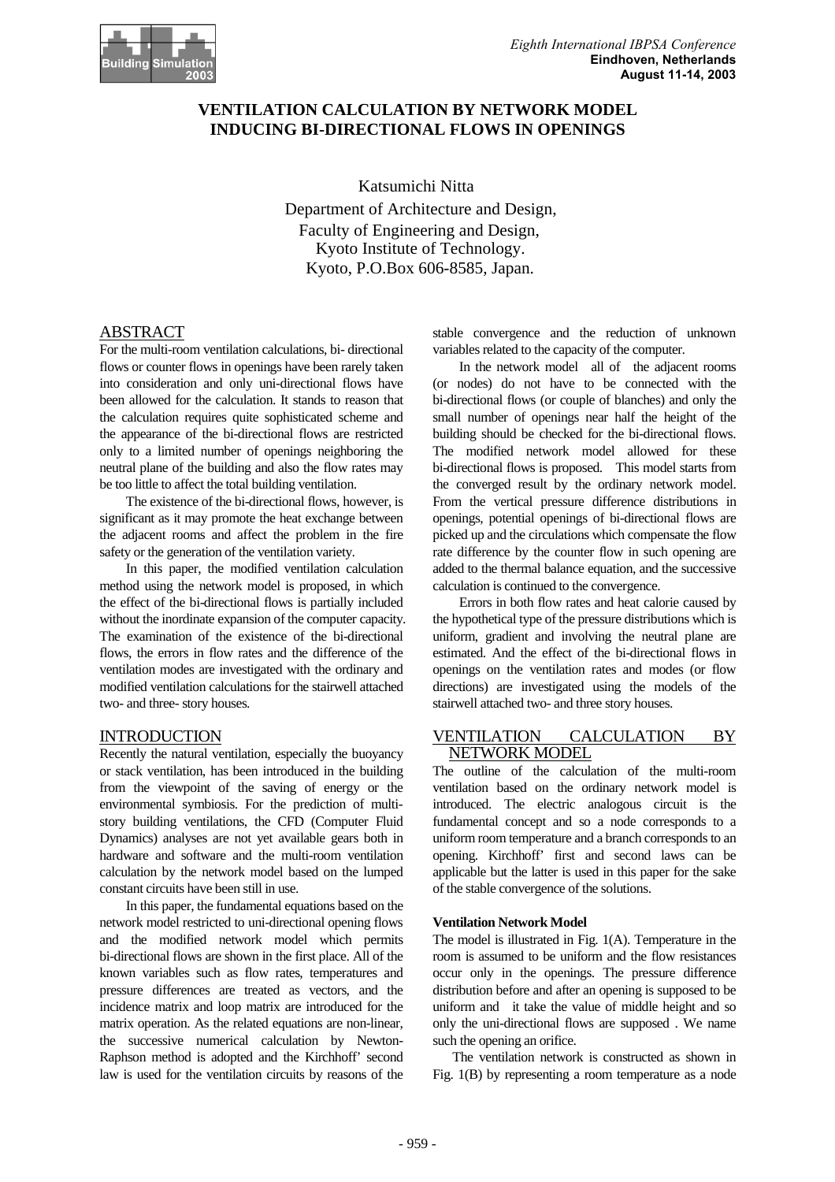# VENTILATION CALCULATION BY NETWORK MODEL INDUCING BI-DIRECTIONAL FLOWS IN OPENINGS

Katsumichi Nitta
Department of Architecture and Design,
Faculty of Engineering and Design,
Kyoto Institute of Technology.
Kyoto, P.O.Box 606-8585, Japan.

## ABSTRACT

For the multi-room ventilation calculations, bi- directional flows or counter flows in openings have been rarely taken into consideration and only uni-directional flows have been allowed for the calculation. It stands to reason that the calculation requires quite sophisticated scheme and the appearance of the bi-directional flows are restricted only to a limited number of openings neighboring the neutral plane of the building and also the flow rates may be too little to affect the total building ventilation.

The existence of the bi-directional flows, however, is significant as it may promote the heat exchange between the adjacent rooms and affect the problem in the fire safety or the generation of the ventilation variety.

In this paper, the modified ventilation calculation method using the network model is proposed, in which the effect of the bi-directional flows is partially included without the inordinate expansion of the computer capacity. The examination of the existence of the bi-directional flows, the errors in flow rates and the difference of the ventilation modes are investigated with the ordinary and modified ventilation calculations for the stairwell attached two- and three- story houses.

## INTRODUCTION

Recently the natural ventilation, especially the buoyancy or stack ventilation, has been introduced in the building from the viewpoint of the saving of energy or the environmental symbiosis. For the prediction of multi-story building ventilations, the CFD (Computer Fluid Dynamics) analyses are not yet available gears both in hardware and software and the multi-room ventilation calculation by the network model based on the lumped constant circuits have been still in use.

In this paper, the fundamental equations based on the network model restricted to uni-directional opening flows and the modified network model which permits bi-directional flows are shown in the first place. All of the known variables such as flow rates, temperatures and pressure differences are treated as vectors, and the incidence matrix and loop matrix are introduced for the matrix operation. As the related equations are non-linear, the successive numerical calculation by Newton-Raphson method is adopted and the Kirchhoff' second law is used for the ventilation circuits by reasons of the stable convergence and the reduction of unknown variables related to the capacity of the computer.

In the network model all of the adjacent rooms (or nodes) do not have to be connected with the bi-directional flows (or couple of blanches) and only the small number of openings near half the height of the building should be checked for the bi-directional flows. The modified network model allowed for these bi-directional flows is proposed. This model starts from the converged result by the ordinary network model. From the vertical pressure difference distributions in openings, potential openings of bi-directional flows are picked up and the circulations which compensate the flow rate difference by the counter flow in such opening are added to the thermal balance equation, and the successive calculation is continued to the convergence.

Errors in both flow rates and heat calorie caused by the hypothetical type of the pressure distributions which is uniform, gradient and involving the neutral plane are estimated. And the effect of the bi-directional flows in openings on the ventilation rates and modes (or flow directions) are investigated using the models of the stairwell attached two- and three story houses.

## VENTILATION CALCULATION BY NETWORK MODEL

The outline of the calculation of the multi-room ventilation based on the ordinary network model is introduced. The electric analogous circuit is the fundamental concept and so a node corresponds to a uniform room temperature and a branch corresponds to an opening. Kirchhoff' first and second laws can be applicable but the latter is used in this paper for the sake of the stable convergence of the solutions.

### Ventilation Network Model

The model is illustrated in Fig. 1(A). Temperature in the room is assumed to be uniform and the flow resistances occur only in the openings. The pressure difference distribution before and after an opening is supposed to be uniform and it take the value of middle height and so only the uni-directional flows are supposed . We name such the opening an orifice.

The ventilation network is constructed as shown in Fig. 1(B) by representing a room temperature as a node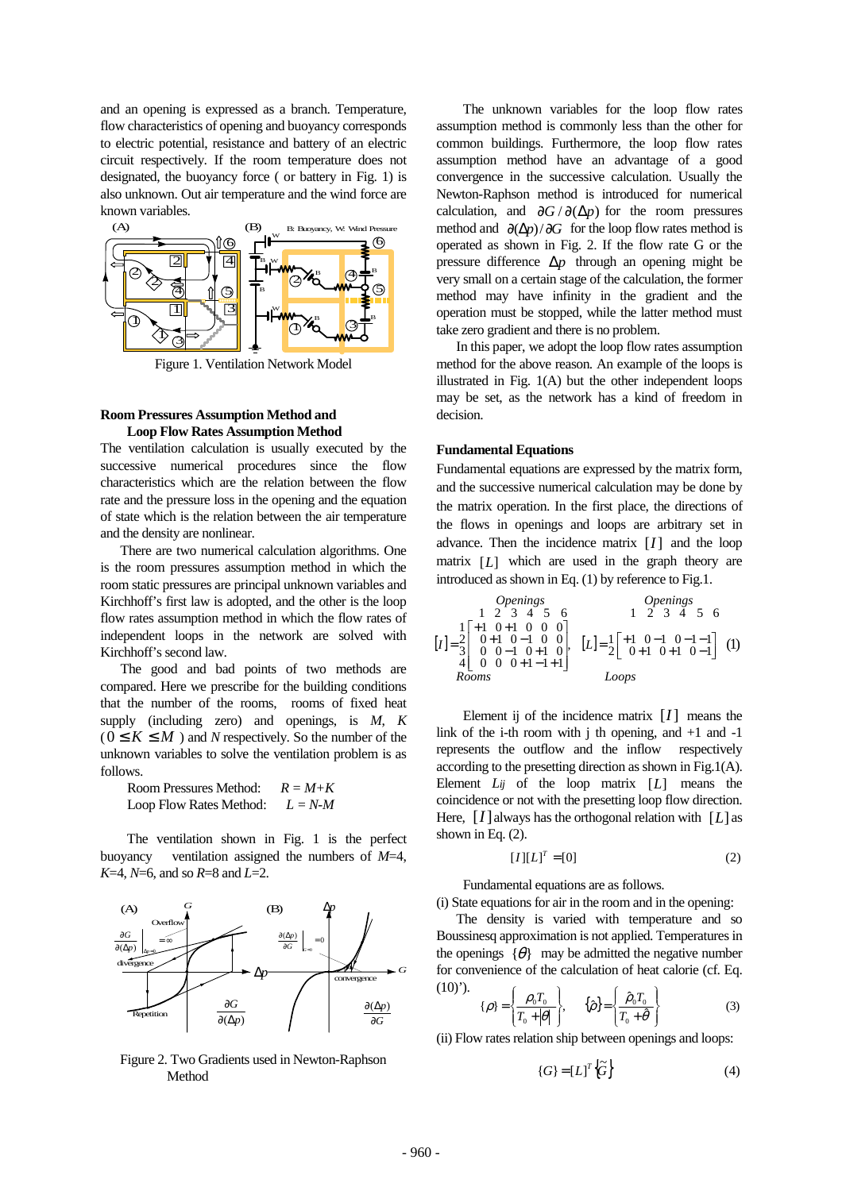and an opening is expressed as a branch. Temperature, flow characteristics of opening and buoyancy corresponds to electric potential, resistance and battery of an electric circuit respectively. If the room temperature does not designated, the buoyancy force ( or battery in Fig. 1) is also unknown. Out air temperature and the wind force are known variables.

Figure 1. Ventilation Network Model

**Room Pressures Assumption Method and Loop Flow Rates Assumption Method**

The ventilation calculation is usually executed by the successive numerical procedures since the flow characteristics which are the relation between the flow rate and the pressure loss in the opening and the equation of state which is the relation between the air temperature and the density are nonlinear.

There are two numerical calculation algorithms. One is the room pressures assumption method in which the room static pressures are principal unknown variables and Kirchhoff's first law is adopted, and the other is the loop flow rates assumption method in which the flow rates of independent loops in the network are solved with Kirchhoff's second law.

The good and bad points of two methods are compared. Here we prescribe for the building conditions that the number of the rooms, rooms of fixed heat supply (including zero) and openings, is *M*, *K* ($0 \le K \le M$ ) and *N* respectively. So the number of the unknown variables to solve the ventilation problem is as follows.

Room Pressures Method: $R = M+K$

Loop Flow Rates Method: $L = N\text{-}M$

The ventilation shown in Fig. 1 is the perfect buoyancy ventilation assigned the numbers of *M*=4, *K*=4, *N*=6, and so *R*=8 and *L*=2.

Figure 2. Two Gradients used in Newton-Raphson Method

The unknown variables for the loop flow rates assumption method is commonly less than the other for common buildings. Furthermore, the loop flow rates assumption method have an advantage of a good convergence in the successive calculation. Usually the Newton-Raphson method is introduced for numerical calculation, and $\partial G/\partial(\Delta p)$ for the room pressures method and $\partial(\Delta p)/\partial G$ for the loop flow rates method is operated as shown in Fig. 2. If the flow rate G or the pressure difference $\Delta p$ through an opening might be very small on a certain stage of the calculation, the former method may have infinity in the gradient and the operation must be stopped, while the latter method must take zero gradient and there is no problem.

In this paper, we adopt the loop flow rates assumption method for the above reason. An example of the loops is illustrated in Fig. 1(A) but the other independent loops may be set, as the network has a kind of freedom in decision.

**Fundamental Equations**

Fundamental equations are expressed by the matrix form, and the successive numerical calculation may be done by the matrix operation. In the first place, the directions of the flows in openings and loops are arbitrary set in advance. Then the incidence matrix $[I]$ and the loop matrix $[L]$ which are used in the graph theory are introduced as shown in Eq. (1) by reference to Fig.1.

$$[I]=\begin{bmatrix} +1 & 0 & +1 & 0 & 0 & 0 \\ 0 & +1 & 0 & -1 & 0 & 0 \\ 0 & 0 & -1 & 0 & +1 & 0 \\ 0 & 0 & 0 & +1 & -1 & +1 \end{bmatrix}, \quad [L]=\begin{bmatrix} +1 & 0 & -1 & 0 & -1 & -1 \\ 0 & +1 & 0 & +1 & 0 & -1 \end{bmatrix} \tag{1}$$

(Columns: Openings 1–6; rows of $[I]$: Rooms 1–4; rows of $[L]$: Loops 1–2)

Element ij of the incidence matrix $[I]$ means the link of the i-th room with j th opening, and +1 and -1 represents the outflow and the inflow respectively according to the presetting direction as shown in Fig.1(A). Element *Lij* of the loop matrix $[L]$ means the coincidence or not with the presetting loop flow direction. Here, $[I]$ always has the orthogonal relation with $[L]$ as shown in Eq. (2).

$$[I][L]^T = [0] \tag{2}$$

Fundamental equations are as follows.

(i) State equations for air in the room and in the opening:

The density is varied with temperature and so Boussinesq approximation is not applied. Temperatures in the openings $\{\theta\}$ may be admitted the negative number for convenience of the calculation of heat calorie (cf. Eq. (10)').

$$\{\rho\} = \left\{ \frac{\rho_0 T_0}{T_0 + |\theta|} \right\}, \quad \{\hat{\rho}\} = \left\{ \frac{\hat{\rho}_0 T_0}{T_0 + \hat{\theta}} \right\} \tag{3}$$

(ii) Flow rates relation ship between openings and loops:

$$\{G\} = [L]^T \{\tilde{G}\} \tag{4}$$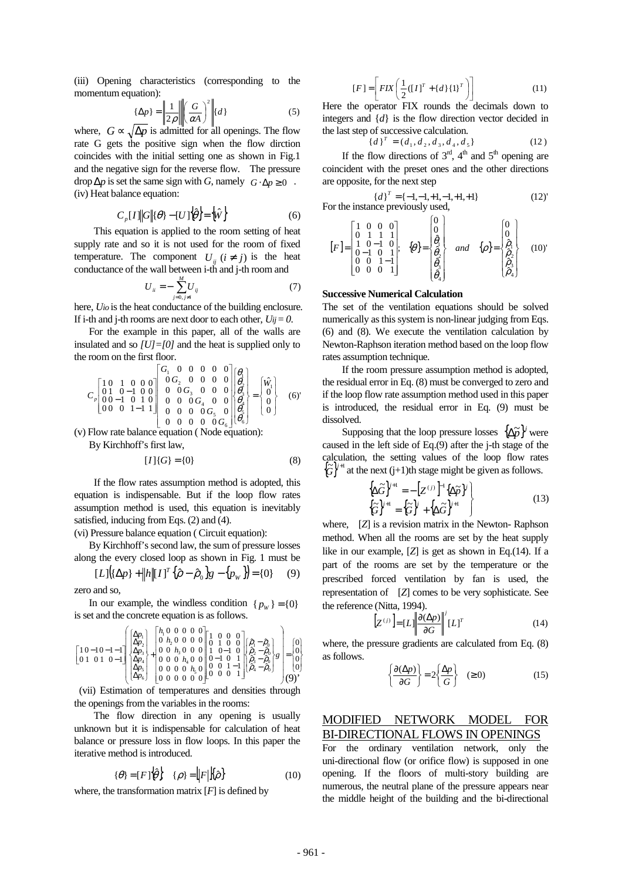(iii) Opening characteristics (corresponding to the momentum equation):

$$\{\Delta p\} = \left\| \frac{1}{2\rho} \right\| \left\| \left( \frac{G}{\alpha A} \right)^2 \right\| \{d\} \tag{5}$$

where, $G \propto \sqrt{\Delta p}$ is admitted for all openings. The flow rate G gets the positive sign when the flow dirction coincides with the initial setting one as shown in Fig.1 and the negative sign for the reverse flow. The pressure drop $\Delta p$ is set the same sign with $G$, namely $G \cdot \Delta p \geq 0$ .

(iv) Heat balance equation:

$$C_p [I] \| G \| \{\theta\} - [U] \{\hat{\theta}\} = \{\hat{W}\} \tag{6}$$

This equation is applied to the room setting of heat supply rate and so it is not used for the room of fixed temperature. The component $U_{ij}\ (i \neq j)$ is the heat conductance of the wall between i-th and j-th room and

$$U_{ii} = -\sum_{j=0, j\neq i}^{M} U_{ij} \tag{7}$$

here, $U_{io}$ is the heat conductance of the building enclosure. If i-th and j-th rooms are next door to each other, $U_{ij} = 0$.

For the example in this paper, all of the walls are insulated and so $[U]=[0]$ and the heat is supplied only to the room on the first floor.

$$C_p \begin{bmatrix} 1 & 0 & 1 & 0 & 0 & 0 \\ 0 & 1 & 0 & -1 & 0 & 0 \\ 0 & 0 & -1 & 0 & 1 & 0 \\ 0 & 0 & 0 & 1 & -1 & 1 \end{bmatrix} \begin{bmatrix} G_1 & 0 & 0 & 0 & 0 & 0 \\ 0 & G_2 & 0 & 0 & 0 & 0 \\ 0 & 0 & G_3 & 0 & 0 & 0 \\ 0 & 0 & 0 & G_4 & 0 & 0 \\ 0 & 0 & 0 & 0 & G_5 & 0 \\ 0 & 0 & 0 & 0 & 0 & G_6 \end{bmatrix} \begin{Bmatrix} \theta_1 \\ \theta_2 \\ \theta_3 \\ \theta_4 \\ \theta_5 \\ \theta_6 \end{Bmatrix} = \begin{Bmatrix} \hat{W}_1 \\ 0 \\ 0 \\ 0 \end{Bmatrix} \tag{6'}$$

(v) Flow rate balance equation ( Node equation):

By Kirchhoff's first law,

$$[I]\{G\} = \{0\} \tag{8}$$

If the flow rates assumption method is adopted, this equation is indispensable. But if the loop flow rates assumption method is used, this equation is inevitably satisfied, inducing from Eqs. (2) and (4).

(vi) Pressure balance equation ( Circuit equation):

By Kirchhoff's second law, the sum of pressure losses along the every closed loop as shown in Fig. 1 must be

$$[L]\left(\{\Delta p\} + \|h\| [I]^T \{\hat{\rho} - \hat{\rho}_0\} g - \{p_W\}\right) = \{0\} \tag{9}$$

zero and so,

In our example, the windless condition $\{p_W\} = \{0\}$ is set and the concrete equation is as follows.

$$\begin{bmatrix} 1 & 0 & -1 & 0 & -1 & -1 \\ 0 & 1 & 0 & 1 & 0 & -1 \end{bmatrix} \left( \begin{Bmatrix} \Delta p_1 \\ \Delta p_2 \\ \Delta p_3 \\ \Delta p_4 \\ \Delta p_5 \\ \Delta p_6 \end{Bmatrix} + \begin{bmatrix} h_1 & 0 & 0 & 0 & 0 & 0 \\ 0 & h_2 & 0 & 0 & 0 & 0 \\ 0 & 0 & h_3 & 0 & 0 & 0 \\ 0 & 0 & 0 & h_4 & 0 & 0 \\ 0 & 0 & 0 & 0 & h_5 & 0 \\ 0 & 0 & 0 & 0 & 0 & 0 \end{bmatrix} \begin{bmatrix} 1 & 0 & 0 & 0 \\ 0 & 1 & 0 & 0 \\ 1 & 0 & -1 & 0 \\ 0 & -1 & 0 & 1 \\ 0 & 0 & 1 & -1 \\ 0 & 0 & 0 & 1 \end{bmatrix} \begin{Bmatrix} \hat{\rho}_1 - \hat{\rho}_0 \\ \hat{\rho}_2 - \hat{\rho}_0 \\ \hat{\rho}_3 - \hat{\rho}_0 \\ \hat{\rho}_4 - \hat{\rho}_0 \end{Bmatrix} g \right) = \begin{Bmatrix} 0 \\ 0 \\ 0 \\ 0 \end{Bmatrix} \tag{9'}$$

(vii) Estimation of temperatures and densities through the openings from the variables in the rooms:

The flow direction in any opening is usually unknown but it is indispensable for calculation of heat balance or pressure loss in flow loops. In this paper the iterative method is introduced.

$$\{\theta\} = [F]\{\hat{\theta}\} \quad \{\rho\} = \big\lfloor F \big\rfloor \{\hat{\rho}\} \tag{10}$$

where, the transformation matrix $[F]$ is defined by

$$[F] = \left[ FIX\left( \frac{1}{2}([I]^T + \{d\}\{1\}^T) \right) \right] \tag{11}$$

Here the operator FIX rounds the decimals down to integers and $\{d\}$ is the flow direction vector decided in the last step of successive calculation.

$$\{d\}^T = (d_1, d_2, d_3, d_4, d_5) \tag{12}$$

If the flow directions of 3rd, 4th and 5th opening are coincident with the preset ones and the other directions are opposite, for the next step

$$\{d\}^T = \{-1, -1, +1, -1, +1, +1\} \tag{12'}$$

For the instance previously used,

$$[F] = \begin{bmatrix} 1 & 0 & 0 & 0 \\ 0 & 1 & 1 & 1 \\ 1 & 0 & -1 & 0 \\ 0 & -1 & 0 & 1 \\ 0 & 0 & 1 & -1 \\ 0 & 0 & 0 & 1 \end{bmatrix}; \quad \{\theta\} = \begin{Bmatrix} 0 \\ 0 \\ \hat{\theta}_1 \\ \hat{\theta}_2 \\ \hat{\theta}_3 \\ \hat{\theta}_4 \end{Bmatrix} \quad and \quad \{\rho\} = \begin{Bmatrix} 0 \\ 0 \\ \hat{\rho}_1 \\ \hat{\rho}_2 \\ \hat{\rho}_3 \\ \hat{\rho}_4 \end{Bmatrix} \tag{10'}$$

**Successive Numerical Calculation**

The set of the ventilation equations should be solved numerically as this system is non-linear judging from Eqs. (6) and (8). We execute the ventilation calculation by Newton-Raphson iteration method based on the loop flow rates assumption technique.

If the room pressure assumption method is adopted, the residual error in Eq. (8) must be converged to zero and if the loop flow rate assumption method used in this paper is introduced, the residual error in Eq. (9) must be dissolved.

Supposing that the loop pressure losses $\{\Delta\tilde{p}\}^j$ were caused in the left side of Eq.(9) after the j-th stage of the calculation, the setting values of the loop flow rates $\{\tilde{G}\}^{j+1}$ at the next (j+1)th stage might be given as follows.

$$\left. \begin{aligned} \{\Delta\tilde{G}\}^{j+1} &= -\left[Z^{(j)}\right]^{-1} \{\Delta\tilde{p}\}^j \\ \{\tilde{G}\}^{j+1} &= \{\tilde{G}\}^j + \{\Delta\tilde{G}\}^{j+1} \end{aligned} \right\} \tag{13}$$

where, $[Z]$ is a revision matrix in the Newton- Raphson method. When all the rooms are set by the heat supply like in our example, $[Z]$ is get as shown in Eq.(14). If a part of the rooms are set by the temperature or the prescribed forced ventilation by fan is used, the representation of $[Z]$ comes to be very sophisticate. See the reference (Nitta, 1994).

$$\left[Z^{(j)}\right] = [L] \left\| \frac{\partial(\Delta p)}{\partial G} \right\|^j [L]^T \tag{14}$$

where, the pressure gradients are calculated from Eq. (8) as follows.

$$\left\{ \frac{\partial(\Delta p)}{\partial G} \right\} = 2 \left\{ \frac{\Delta p}{G} \right\} \quad (\geq 0) \tag{15}$$

## MODIFIED NETWORK MODEL FOR BI-DIRECTIONAL FLOWS IN OPENINGS

For the ordinary ventilation network, only the uni-directional flow (or orifice flow) is supposed in one opening. If the floors of multi-story building are numerous, the neutral plane of the pressure appears near the middle height of the building and the bi-directional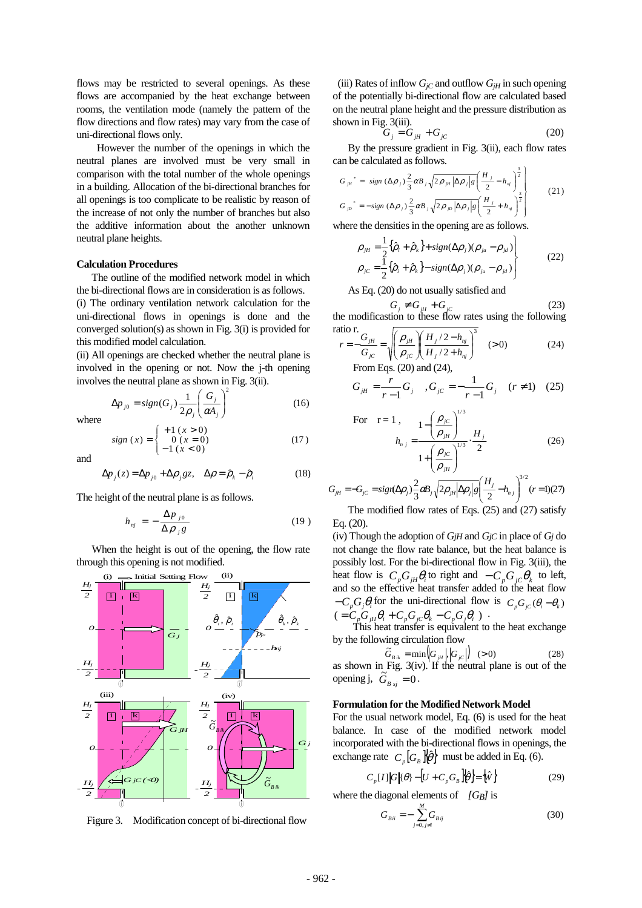flows may be restricted to several openings. As these flows are accompanied by the heat exchange between rooms, the ventilation mode (namely the pattern of the flow directions and flow rates) may vary from the case of uni-directional flows only.

However the number of the openings in which the neutral planes are involved must be very small in comparison with the total number of the whole openings in a building. Allocation of the bi-directional branches for all openings is too complicate to be realistic by reason of the increase of not only the number of branches but also the additive information about the another unknown neutral plane heights.

### Calculation Procedures

The outline of the modified network model in which the bi-directional flows are in consideration is as follows.

(i) The ordinary ventilation network calculation for the uni-directional flows in openings is done and the converged solution(s) as shown in Fig. 3(i) is provided for this modified model calculation.

(ii) All openings are checked whether the neutral plane is involved in the opening or not. Now the j-th opening involves the neutral plane as shown in Fig. 3(ii).

$$\Delta p_{j0} = sign(G_j)\frac{1}{2\rho_j}\left(\frac{G_j}{\alpha A_j}\right)^2 \tag{16}$$

where

$$sign\,(x) = \begin{cases} +1\ (x>0) \\ 0\ (x=0) \\ -1\ (x<0) \end{cases} \tag{17}$$

and

$$\Delta p_j(z) = \Delta p_{j0} + \Delta\rho_j g z, \quad \Delta\rho = \hat{\rho}_k - \hat{\rho}_i \tag{18}$$

The height of the neutral plane is as follows.

$$h_{nj} = -\frac{\Delta p_{j0}}{\Delta\rho_j g} \tag{19}$$

When the height is out of the opening, the flow rate through this opening is not modified.

Figure 3. Modification concept of bi-directional flow

(iii) Rates of inflow $G_{jC}$ and outflow $G_{jH}$ in such opening of the potentially bi-directional flow are calculated based on the neutral plane height and the pressure distribution as shown in Fig. 3(iii).

$$G_j = G_{jH} + G_{jC} \tag{20}$$

By the pressure gradient in Fig. 3(ii), each flow rates can be calculated as follows.

$$\left.\begin{aligned} G_{jH}^{\ *} &= sign\,(\Delta\rho_j)\frac{2}{3}\alpha B_j\sqrt{2\rho_{jH}|\Delta\rho_j|g}\left(\frac{H_j}{2}-h_{nj}\right)^{\frac{3}{2}} \\ G_{jC}^{\ *} &= -sign\,(\Delta\rho_j)\frac{2}{3}\alpha B_j\sqrt{2\rho_{jC}|\Delta\rho_j|g}\left(\frac{H_j}{2}+h_{nj}\right)^{\frac{3}{2}} \end{aligned}\right\} \tag{21}$$

where the densities in the opening are as follows.

$$\left.\begin{aligned} \rho_{jH} &= \frac{1}{2}\{\hat{\rho}_i + \hat{\rho}_k\} + sign(\Delta\rho_j)(\rho_{ju} - \rho_{jd}) \\ \rho_{jC} &= \frac{1}{2}\{\hat{\rho}_i + \hat{\rho}_k\} - sign(\Delta\rho_j)(\rho_{ju} - \rho_{jd}) \end{aligned}\right\} \tag{22}$$

As Eq. (20) do not usually satisfied and

$$G_j \neq G_{jH} + G_{jC} \tag{23}$$

the modificastion to these flow rates using the following ratio r.

$$r = -\frac{G_{jH}}{G_{jC}} = \sqrt{\left(\frac{\rho_{jH}}{\rho_{jC}}\right)\left(\frac{H_j/2 - h_{nj}}{H_j/2 + h_{nj}}\right)^3} \quad (>0) \tag{24}$$

From Eqs. (20) and (24),

$$G_{jH} = \frac{r}{r-1}G_j \quad , G_{jC} = -\frac{1}{r-1}G_j \quad (r \neq 1) \tag{25}$$

For $r = 1$,

$$h_{nj} = \frac{1-\left(\dfrac{\rho_{jC}}{\rho_{jH}}\right)^{1/3}}{1+\left(\dfrac{\rho_{jC}}{\rho_{jH}}\right)^{1/3}}\cdot\frac{H_j}{2} \tag{26}$$

$$G_{jH} = -G_{jC} = sign(\Delta\rho_j)\frac{2}{3}\alpha B_j\sqrt{2\rho_{jH}|\Delta\rho_j|g}\left(\frac{H_j}{2}-h_{nj}\right)^{3/2} \quad (r=1) \tag{27}$$

The modified flow rates of Eqs. (25) and (27) satisfy Eq. (20).

(iv) Though the adoption of $G_{jH}$ and $G_{jC}$ in place of $G_j$ do not change the flow rate balance, but the heat balance is possibly lost. For the bi-directional flow in Fig. 3(iii), the heat flow is $C_p G_{jH}\theta_i$ to right and $-C_p G_{jC}\theta_k$ to left, and so the effective heat transfer added to the heat flow $-C_p G_j\theta_i$ for the uni-directional flow is $C_p G_{jC}(\theta_i - \theta_k)$ $(= C_p G_{jH}\theta_i + C_p G_{jC}\theta_k - C_p G_j\theta_i)$ .

This heat transfer is equivalent to the heat exchange by the following circulation flow

$$\tilde{G}_{Bik} = \min\left(|G_{jH}|, |G_{jC}|\right) \quad (>0) \tag{28}$$

as shown in Fig. 3(iv). If the neutral plane is out of the opening j, $\tilde{G}_{Bsj} = 0$.

### Formulation for the Modified Network Model

For the usual network model, Eq. (6) is used for the heat balance. In case of the modified network model incorporated with the bi-directional flows in openings, the exchange rate $C_p[G_B]\{\hat{\theta}\}$ must be added in Eq. (6).

$$C_p[I][G]\{\theta\} - [U + C_p G_B]\{\hat{\theta}\} = \{\hat{W}\} \tag{29}$$

where the diagonal elements of $[G_B]$ is

$$G_{Bii} = -\sum_{j=0, j\neq i}^{M} G_{Bij} \tag{30}$$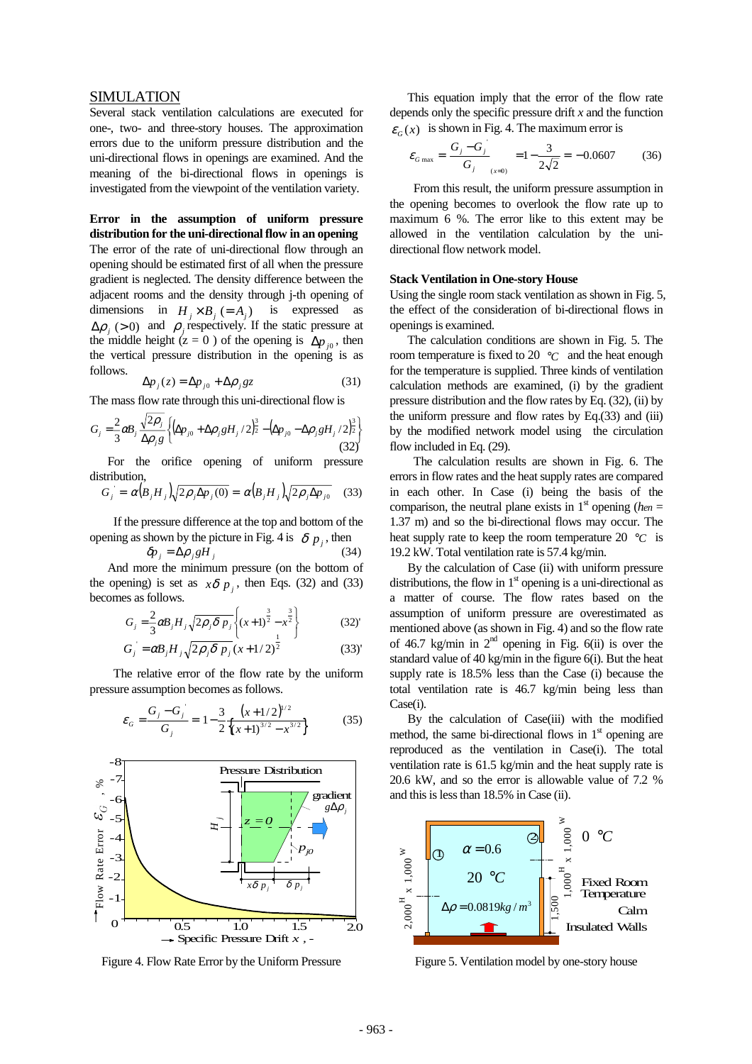## SIMULATION

Several stack ventilation calculations are executed for one-, two- and three-story houses. The approximation errors due to the uniform pressure distribution and the uni-directional flows in openings are examined. And the meaning of the bi-directional flows in openings is investigated from the viewpoint of the ventilation variety.

### Error in the assumption of uniform pressure distribution for the uni-directional flow in an opening

The error of the rate of uni-directional flow through an opening should be estimated first of all when the pressure gradient is neglected. The density difference between the adjacent rooms and the density through j-th opening of dimensions in $H_j \times B_j (= A_j)$ is expressed as $\Delta\rho_j (>0)$ and $\rho_j$ respectively. If the static pressure at the middle height ($z = 0$) of the opening is $\Delta p_{j0}$, then the vertical pressure distribution in the opening is as follows.

$$\Delta p_j(z) = \Delta p_{j0} + \Delta\rho_j g z \tag{31}$$

The mass flow rate through this uni-directional flow is

$$G_j = \frac{2}{3}\alpha B_j \frac{\sqrt{2\rho_j}}{\Delta\rho_j g}\left\{(\Delta p_{j0} + \Delta\rho_j g H_j/2)^{\frac{3}{2}} - (\Delta p_{j0} - \Delta\rho_j g H_j/2)^{\frac{3}{2}}\right\} \tag{32}$$

For the orifice opening of uniform pressure distribution,

$$G_j^{'} = \alpha(B_j H_j)\sqrt{2\rho_j \Delta p_j(0)} = \alpha(B_j H_j)\sqrt{2\rho_j \Delta p_{j0}} \tag{33}$$

If the pressure difference at the top and bottom of the opening as shown by the picture in Fig. 4 is $\delta p_j$, then

$$\delta p_j = \Delta\rho_j g H_j \tag{34}$$

And more the minimum pressure (on the bottom of the opening) is set as $x\delta p_j$, then Eqs. (32) and (33) becomes as follows.

$$G_j = \frac{2}{3}\alpha B_j H_j \sqrt{2\rho_j \delta p_j}\left\{(x+1)^{\frac{3}{2}} - x^{\frac{3}{2}}\right\} \tag{32'}$$

$$G_j^{'} = \alpha B_j H_j \sqrt{2\rho_j \delta p_j}\,(x + 1/2)^{\frac{1}{2}} \tag{33'}$$

The relative error of the flow rate by the uniform pressure assumption becomes as follows.

$$\varepsilon_G = \frac{G_j - G_j^{'}}{G_j} = 1 - \frac{3}{2}\frac{(x+1/2)^{1/2}}{\left\{(x+1)^{3/2} - x^{3/2}\right\}} \tag{35}$$

Figure 4. Flow Rate Error by the Uniform Pressure

This equation imply that the error of the flow rate depends only the specific pressure drift $x$ and the function $\varepsilon_G(x)$ is shown in Fig. 4. The maximum error is

$$\varepsilon_{G\max} = \left.\frac{G_j - G_j^{'}}{G_j}\right|_{(x=0)} = 1 - \frac{3}{2\sqrt{2}} = -0.0607 \tag{36}$$

From this result, the uniform pressure assumption in the opening becomes to overlook the flow rate up to maximum 6 %. The error like to this extent may be allowed in the ventilation calculation by the uni-directional flow network model.

### Stack Ventilation in One-story House

Using the single room stack ventilation as shown in Fig. 5, the effect of the consideration of bi-directional flows in openings is examined.

The calculation conditions are shown in Fig. 5. The room temperature is fixed to 20 °C and the heat enough for the temperature is supplied. Three kinds of ventilation calculation methods are examined, (i) by the gradient pressure distribution and the flow rates by Eq. (32), (ii) by the uniform pressure and flow rates by Eq.(33) and (iii) by the modified network model using the circulation flow included in Eq. (29).

The calculation results are shown in Fig. 6. The errors in flow rates and the heat supply rates are compared in each other. In Case (i) being the basis of the comparison, the neutral plane exists in 1[st] opening ($h_{en}$ = 1.37 m) and so the bi-directional flows may occur. The heat supply rate to keep the room temperature 20 °C is 19.2 kW. Total ventilation rate is 57.4 kg/min.

By the calculation of Case (ii) with uniform pressure distributions, the flow in 1[st] opening is a uni-directional as a matter of course. The flow rates based on the assumption of uniform pressure are overestimated as mentioned above (as shown in Fig. 4) and so the flow rate of 46.7 kg/min in 2[nd] opening in Fig. 6(ii) is over the standard value of 40 kg/min in the figure 6(i). But the heat supply rate is 18.5% less than the Case (i) because the total ventilation rate is 46.7 kg/min being less than Case(i).

By the calculation of Case(iii) with the modified method, the same bi-directional flows in 1[st] opening are reproduced as the ventilation in Case(i). The total ventilation rate is 61.5 kg/min and the heat supply rate is 20.6 kW, and so the error is allowable value of 7.2 % and this is less than 18.5% in Case (ii).

Figure 5. Ventilation model by one-story house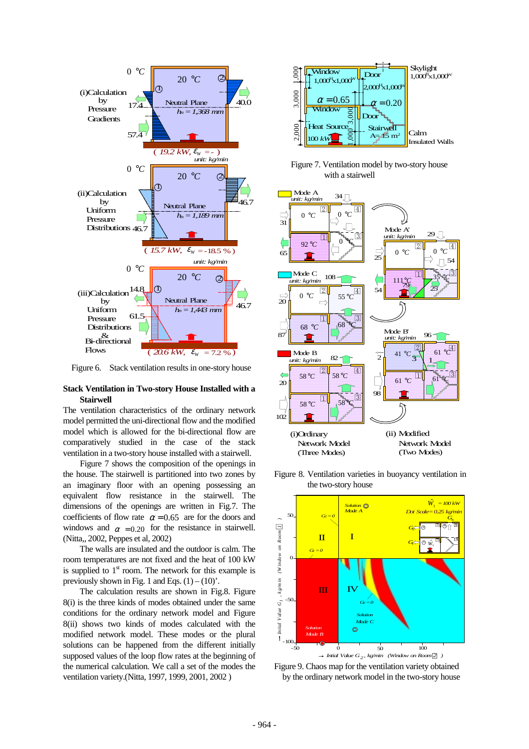Figure 6. Stack ventilation results in one-story house

### Stack Ventilation in Two-story House Installed with a Stairwell

The ventilation characteristics of the ordinary network model permitted the uni-directional flow and the modified model which is allowed for the bi-directional flow are comparatively studied in the case of the stack ventilation in a two-story house installed with a stairwell.

Figure 7 shows the composition of the openings in the house. The stairwell is partitioned into two zones by an imaginary floor with an opening possessing an equivalent flow resistance in the stairwell. The dimensions of the openings are written in Fig.7. The coefficients of flow rate $\alpha = 0.65$ are for the doors and windows and $\alpha = 0.20$ for the resistance in stairwell. (Nitta,, 2002, Peppes et al, 2002)

The walls are insulated and the outdoor is calm. The room temperatures are not fixed and the heat of 100 kW is supplied to 1st room. The network for this example is previously shown in Fig. 1 and Eqs. (1) – (10)'.

The calculation results are shown in Fig.8. Figure 8(i) is the three kinds of modes obtained under the same conditions for the ordinary network model and Figure 8(ii) shows two kinds of modes calculated with the modified network model. These modes or the plural solutions can be happened from the different initially supposed values of the loop flow rates at the beginning of the numerical calculation. We call a set of the modes the ventilation variety.(Nitta, 1997, 1999, 2001, 2002 )

Figure 7. Ventilation model by two-story house with a stairwell

Figure 8. Ventilation varieties in buoyancy ventilation in the two-story house

Figure 9. Chaos map for the ventilation variety obtained by the ordinary network model in the two-story house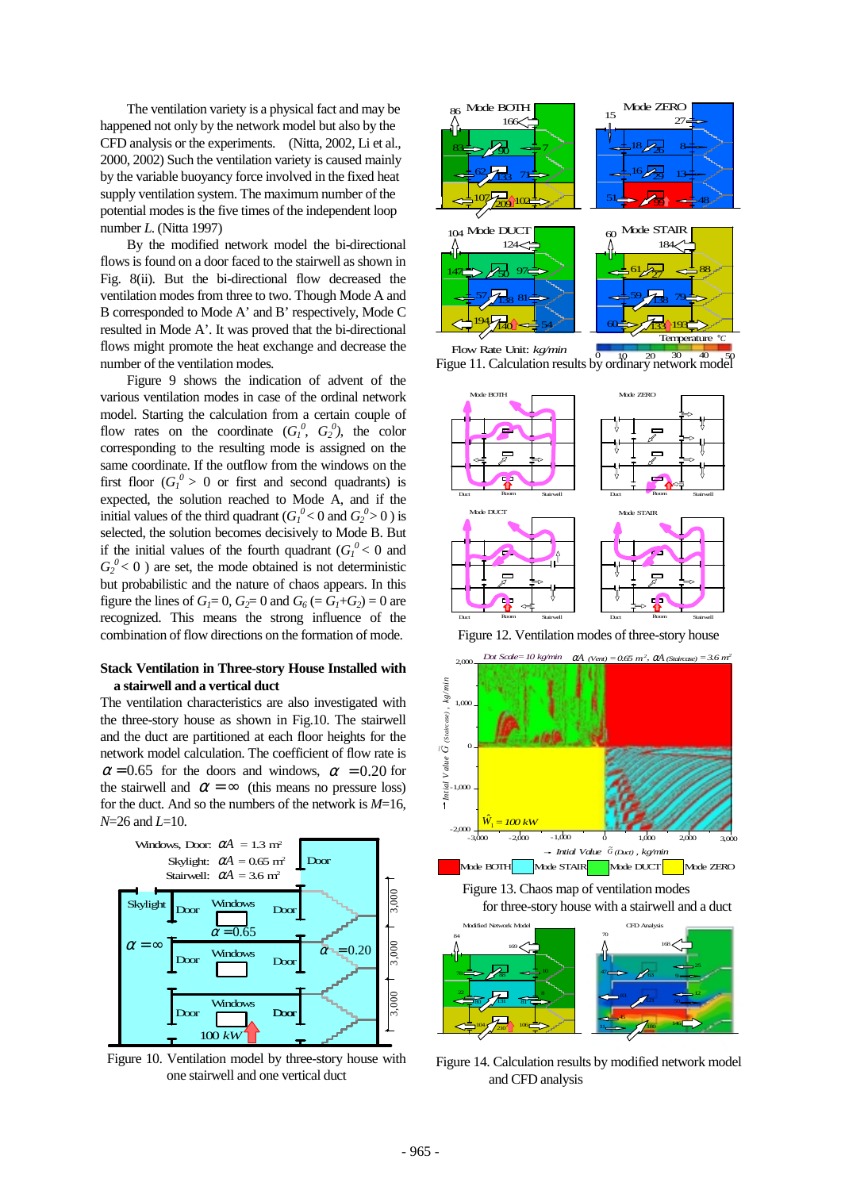The ventilation variety is a physical fact and may be happened not only by the network model but also by the CFD analysis or the experiments. (Nitta, 2002, Li et al., 2000, 2002) Such the ventilation variety is caused mainly by the variable buoyancy force involved in the fixed heat supply ventilation system. The maximum number of the potential modes is the five times of the independent loop number *L*. (Nitta 1997)

By the modified network model the bi-directional flows is found on a door faced to the stairwell as shown in Fig. 8(ii). But the bi-directional flow decreased the ventilation modes from three to two. Though Mode A and B corresponded to Mode A' and B' respectively, Mode C resulted in Mode A'. It was proved that the bi-directional flows might promote the heat exchange and decrease the number of the ventilation modes.

Figure 9 shows the indication of advent of the various ventilation modes in case of the ordinal network model. Starting the calculation from a certain couple of flow rates on the coordinate ($G_1^0$, $G_2^0$), the color corresponding to the resulting mode is assigned on the same coordinate. If the outflow from the windows on the first floor ($G_1^0 > 0$ or first and second quadrants) is expected, the solution reached to Mode A, and if the initial values of the third quadrant ($G_1^0 < 0$ and $G_2^0 > 0$) is selected, the solution becomes decisively to Mode B. But if the initial values of the fourth quadrant ($G_1^0 < 0$ and $G_2^0 < 0$) are set, the mode obtained is not deterministic but probabilistic and the nature of chaos appears. In this figure the lines of $G_1 = 0$, $G_2 = 0$ and $G_6$ ($= G_1 + G_2$) $= 0$ are recognized. This means the strong influence of the combination of flow directions on the formation of mode.

## Stack Ventilation in Three-story House Installed with a stairwell and a vertical duct

The ventilation characteristics are also investigated with the three-story house as shown in Fig.10. The stairwell and the duct are partitioned at each floor heights for the network model calculation. The coefficient of flow rate is $\alpha = 0.65$ for the doors and windows, $\alpha = 0.20$ for the stairwell and $\alpha = \infty$ (this means no pressure loss) for the duct. And so the numbers of the network is $M$=16, $N$=26 and $L$=10.

Figure 10. Ventilation model by three-story house with one stairwell and one vertical duct

Figue 11. Calculation results by ordinary network model

Figure 12. Ventilation modes of three-story house

Figure 13. Chaos map of ventilation modes for three-story house with a stairwell and a duct

Figure 14. Calculation results by modified network model and CFD analysis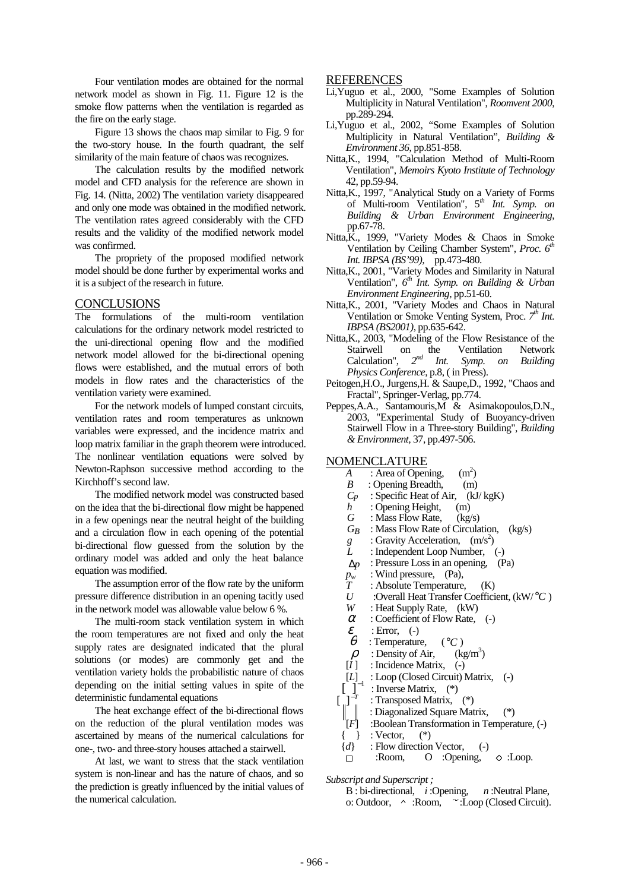Four ventilation modes are obtained for the normal network model as shown in Fig. 11. Figure 12 is the smoke flow patterns when the ventilation is regarded as the fire on the early stage.

Figure 13 shows the chaos map similar to Fig. 9 for the two-story house. In the fourth quadrant, the self similarity of the main feature of chaos was recognizes.

The calculation results by the modified network model and CFD analysis for the reference are shown in Fig. 14. (Nitta, 2002) The ventilation variety disappeared and only one mode was obtained in the modified network. The ventilation rates agreed considerably with the CFD results and the validity of the modified network model was confirmed.

The propriety of the proposed modified network model should be done further by experimental works and it is a subject of the research in future.

## CONCLUSIONS

The formulations of the multi-room ventilation calculations for the ordinary network model restricted to the uni-directional opening flow and the modified network model allowed for the bi-directional opening flows were established, and the mutual errors of both models in flow rates and the characteristics of the ventilation variety were examined.

For the network models of lumped constant circuits, ventilation rates and room temperatures as unknown variables were expressed, and the incidence matrix and loop matrix familiar in the graph theorem were introduced. The nonlinear ventilation equations were solved by Newton-Raphson successive method according to the Kirchhoff's second law.

The modified network model was constructed based on the idea that the bi-directional flow might be happened in a few openings near the neutral height of the building and a circulation flow in each opening of the potential bi-directional flow guessed from the solution by the ordinary model was added and only the heat balance equation was modified.

The assumption error of the flow rate by the uniform pressure difference distribution in an opening tacitly used in the network model was allowable value below 6 %.

The multi-room stack ventilation system in which the room temperatures are not fixed and only the heat supply rates are designated indicated that the plural solutions (or modes) are commonly get and the ventilation variety holds the probabilistic nature of chaos depending on the initial setting values in spite of the deterministic fundamental equations

The heat exchange effect of the bi-directional flows on the reduction of the plural ventilation modes was ascertained by means of the numerical calculations for one-, two- and three-story houses attached a stairwell.

At last, we want to stress that the stack ventilation system is non-linear and has the nature of chaos, and so the prediction is greatly influenced by the initial values of the numerical calculation.

## REFERENCES

Li,Yuguo et al., 2000, "Some Examples of Solution Multiplicity in Natural Ventilation", *Roomvent 2000*, pp.289-294.

Li,Yuguo et al., 2002, "Some Examples of Solution Multiplicity in Natural Ventilation", *Building & Environment 36*, pp.851-858.

Nitta,K., 1994, "Calculation Method of Multi-Room Ventilation", *Memoirs Kyoto Institute of Technology* 42, pp.59-94.

Nitta,K., 1997, "Analytical Study on a Variety of Forms of Multi-room Ventilation", 5th *Int. Symp. on Building & Urban Environment Engineering*, pp.67-78.

Nitta,K., 1999, "Variety Modes & Chaos in Smoke Ventilation by Ceiling Chamber System", *Proc. 6th Int. IBPSA (BS'99)*, pp.473-480.

Nitta,K., 2001, "Variety Modes and Similarity in Natural Ventilation", *6th Int. Symp. on Building & Urban Environment Engineering*, pp.51-60.

Nitta,K., 2001, "Variety Modes and Chaos in Natural Ventilation or Smoke Venting System, Proc. *7th Int. IBPSA (BS2001)*, pp.635-642.

Nitta,K., 2003, "Modeling of the Flow Resistance of the Stairwell on the Ventilation Network Calculation", *2nd Int. Symp. on Building Physics Conference*, p.8, ( in Press).

Peitogen,H.O., Jurgens,H. & Saupe,D., 1992, "Chaos and Fractal", Springer-Verlag, pp.774.

Peppes,A.A., Santamouris,M & Asimakopoulos,D.N., 2003, "Experimental Study of Buoyancy-driven Stairwell Flow in a Three-story Building", *Building & Environment*, 37, pp.497-506.

## NOMENCLATURE

$A$ : Area of Opening, ($m^2$)
$B$ : Opening Breadth, (m)
$C_P$ : Specific Heat of Air, (kJ/ kgK)
$h$ : Opening Height, (m)
$G$ : Mass Flow Rate, (kg/s)
$G_B$ : Mass Flow Rate of Circulation, (kg/s)
$g$ : Gravity Acceleration, ($m/s^2$)
$L$ : Independent Loop Number, (-)
$\Delta p$ : Pressure Loss in an opening, (Pa)
$p_w$ : Wind pressure, (Pa),
$T$ : Absolute Temperature, (K)
$U$ : Overall Heat Transfer Coefficient, (kW/°C )
$W$ : Heat Supply Rate, (kW)
$\alpha$ : Coefficient of Flow Rate, (-)
$\varepsilon$ : Error, (-)
$\theta$ : Temperature, (°C )
$\rho$ : Density of Air, ($kg/m^3$)
$[I]$ : Incidence Matrix, (-)
$[L]$ : Loop (Closed Circuit) Matrix, (-)
$[\ ]^{-1}$ : Inverse Matrix, (*)
$[\ ]^{-T}$ : Transposed Matrix, (*)
$\|\ \|$ : Diagonalized Square Matrix, (*)
$[F]$ : Boolean Transformation in Temperature, (-)
$\{\ \}$ : Vector, (*)
$\{d\}$ : Flow direction Vector, (-)
□ :Room, O :Opening, ◇ :Loop.

*Subscript and Superscript ;*

B : bi-directional, $i$ :Opening, $n$ :Neutral Plane, o: Outdoor, ^ :Room, ~ :Loop (Closed Circuit).